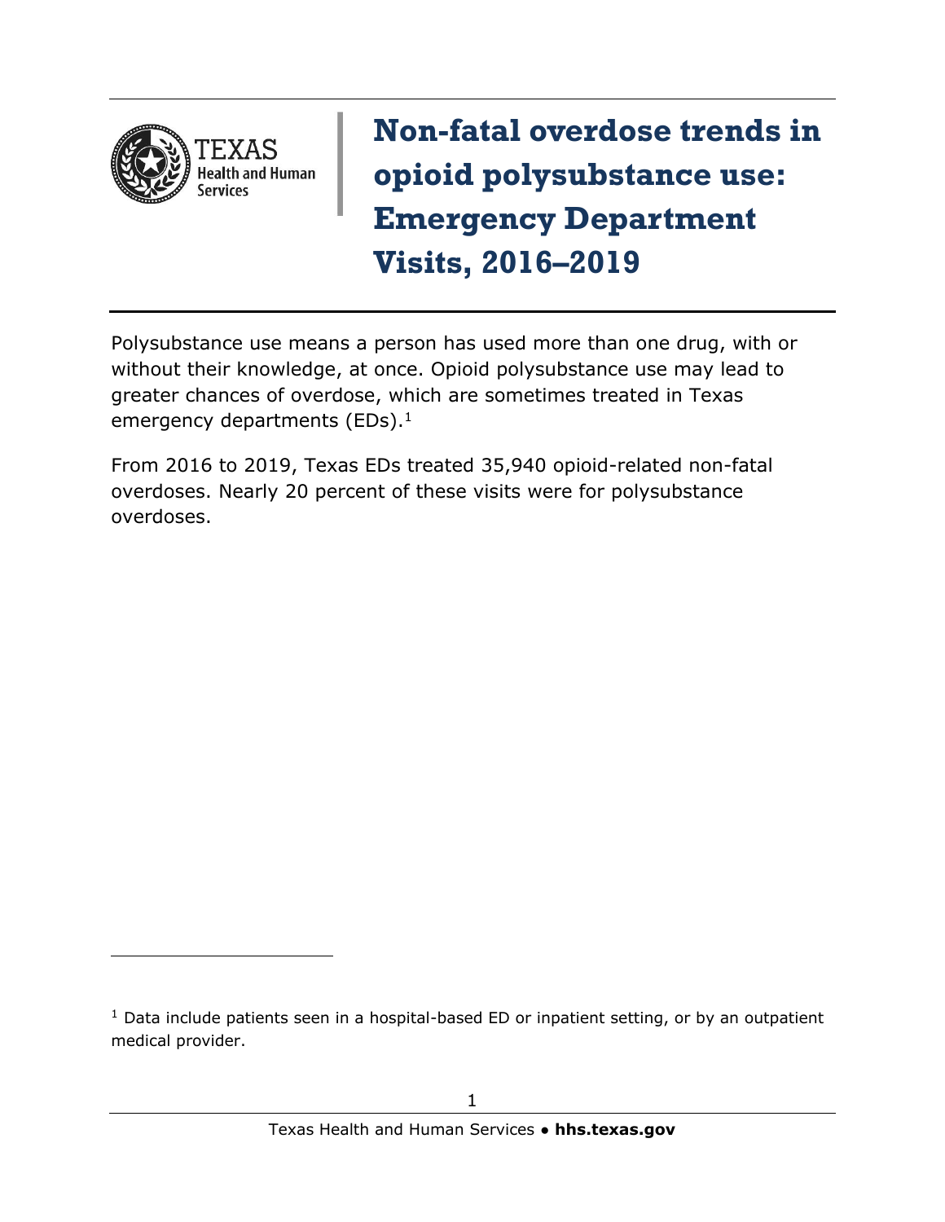# Non-fatal overdose trends in opioid polysubstance use: Emergency Department Visits, 2016–2019

Polysubstance use means a person has used more than one drug, with or without their knowledge, at once. Opioid polysubstance use may lead to greater chances of overdose, which are sometimes treated in Texas emergency departments (EDs).[1]

From 2016 to 2019, Texas EDs treated 35,940 opioid-related non-fatal overdoses. Nearly 20 percent of these visits were for polysubstance overdoses.

[1] Data include patients seen in a hospital-based ED or inpatient setting, or by an outpatient medical provider.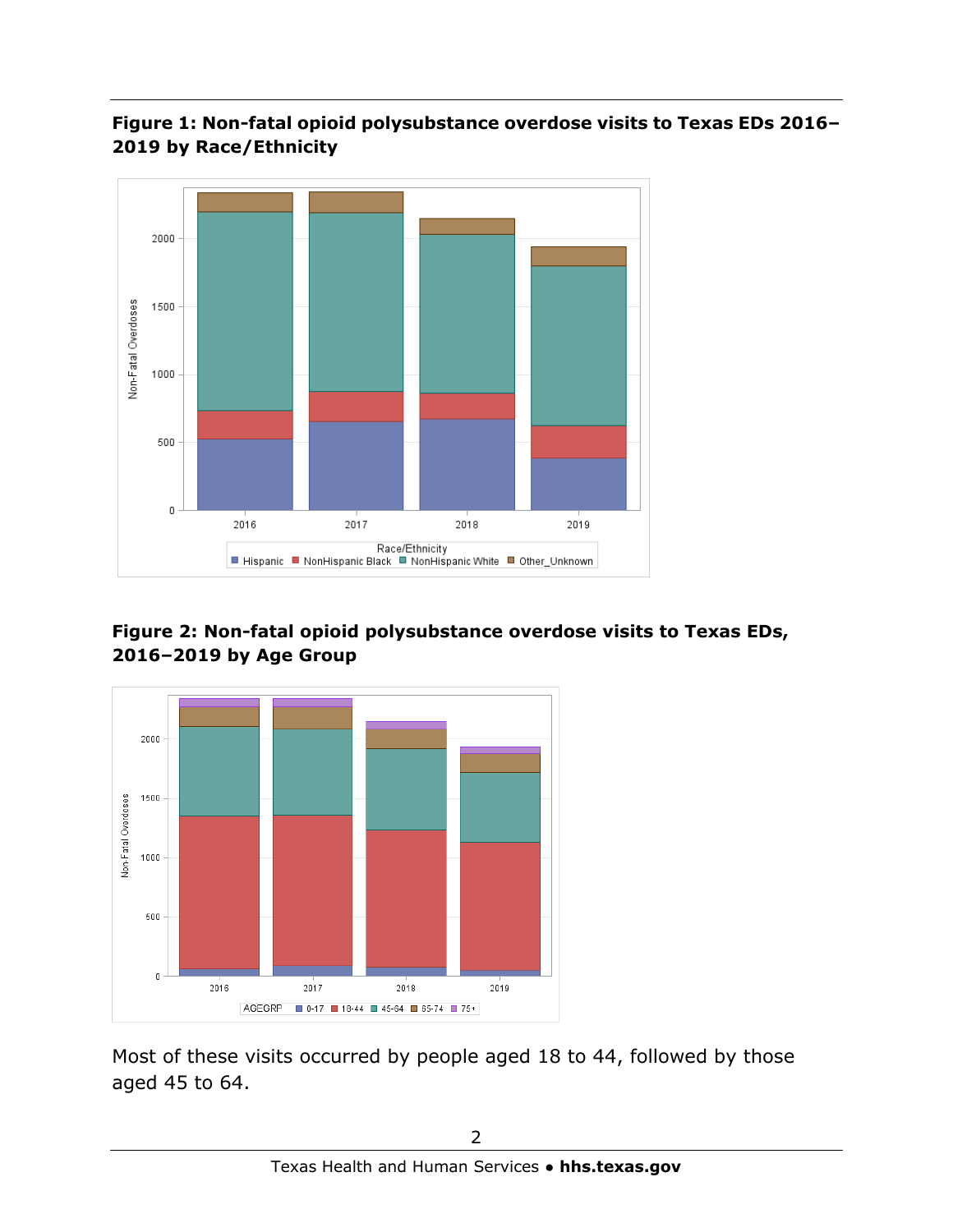**Figure 1: Non-fatal opioid polysubstance overdose visits to Texas EDs 2016–2019 by Race/Ethnicity**

**Figure 2: Non-fatal opioid polysubstance overdose visits to Texas EDs, 2016–2019 by Age Group**

Most of these visits occurred by people aged 18 to 44, followed by those aged 45 to 64.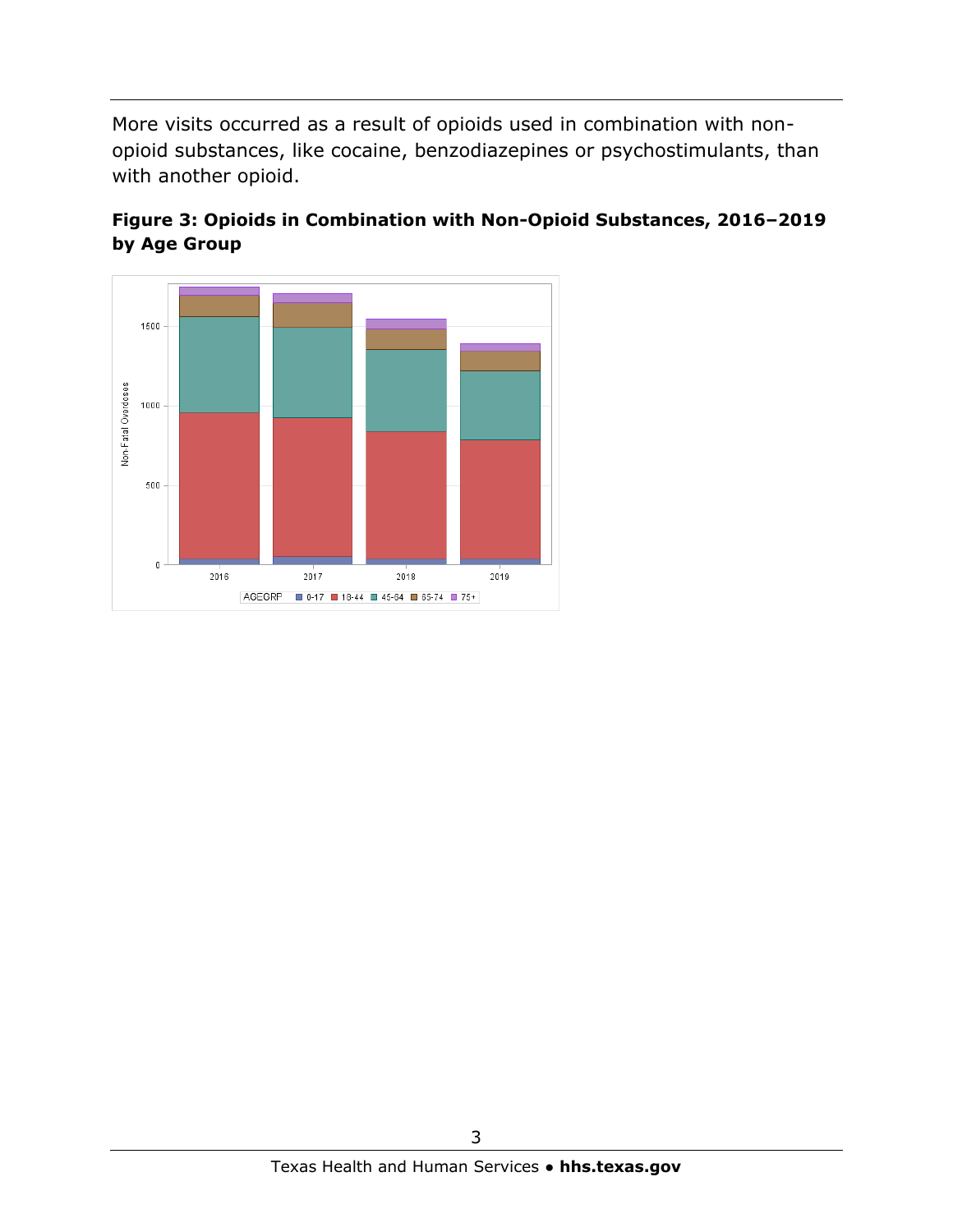More visits occurred as a result of opioids used in combination with non-opioid substances, like cocaine, benzodiazepines or psychostimulants, than with another opioid.

**Figure 3: Opioids in Combination with Non-Opioid Substances, 2016–2019 by Age Group**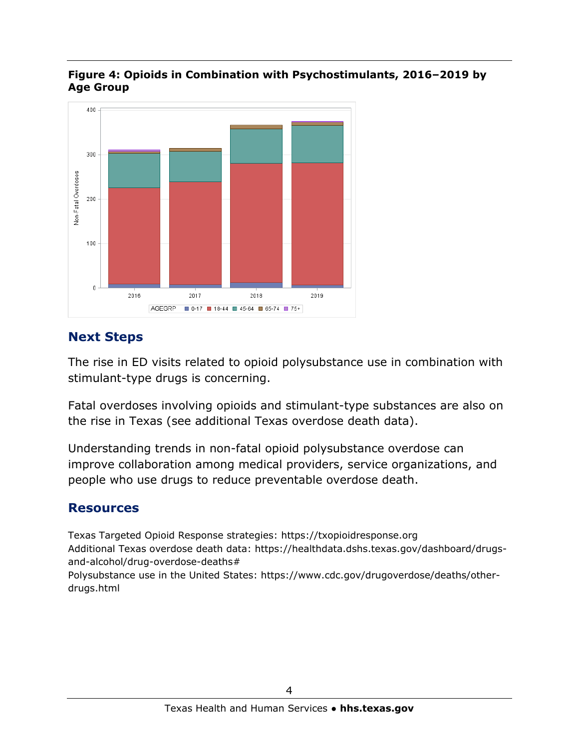**Figure 4: Opioids in Combination with Psychostimulants, 2016–2019 by Age Group**

400
300
200
100
0

Non-Fatal Overdoses

2016
2017
2018
2019

AGEGRP 0-17 18-44 45-64 65-74 75+

## Next Steps

The rise in ED visits related to opioid polysubstance use in combination with stimulant-type drugs is concerning.

Fatal overdoses involving opioids and stimulant-type substances are also on the rise in Texas (see additional Texas overdose death data).

Understanding trends in non-fatal opioid polysubstance overdose can improve collaboration among medical providers, service organizations, and people who use drugs to reduce preventable overdose death.

## Resources

Texas Targeted Opioid Response strategies: https://txopioidresponse.org
Additional Texas overdose death data: https://healthdata.dshs.texas.gov/dashboard/drugs-and-alcohol/drug-overdose-deaths#
Polysubstance use in the United States: https://www.cdc.gov/drugoverdose/deaths/other-drugs.html